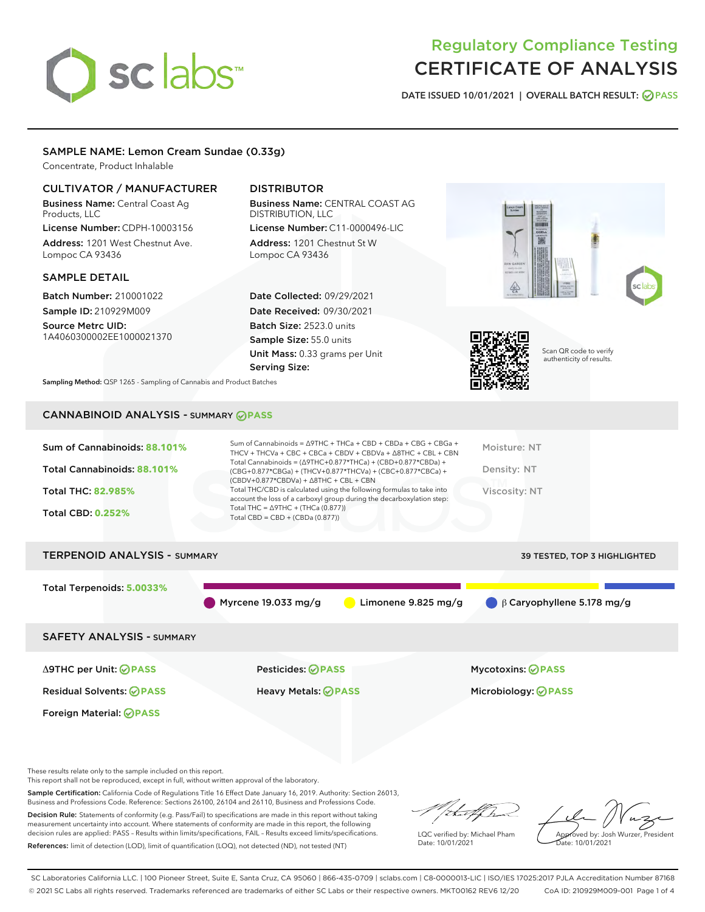# Regulatory Compliance Testing
# CERTIFICATE OF ANALYSIS

DATE ISSUED 10/01/2021 | OVERALL BATCH RESULT: PASS

## SAMPLE NAME: Lemon Cream Sundae (0.33g)

Concentrate, Product Inhalable

### CULTIVATOR / MANUFACTURER

**Business Name:** Central Coast Ag Products, LLC
**License Number:** CDPH-10003156
**Address:** 1201 West Chestnut Ave. Lompoc CA 93436

### DISTRIBUTOR

**Business Name:** CENTRAL COAST AG DISTRIBUTION, LLC
**License Number:** C11-0000496-LIC
**Address:** 1201 Chestnut St W Lompoc CA 93436

### SAMPLE DETAIL

**Batch Number:** 210001022
**Sample ID:** 210929M009
**Source Metrc UID:** 1A4060300002EE1000021370

**Date Collected:** 09/29/2021
**Date Received:** 09/30/2021
**Batch Size:** 2523.0 units
**Sample Size:** 55.0 units
**Unit Mass:** 0.33 grams per Unit
**Serving Size:**

Scan QR code to verify authenticity of results.

**Sampling Method:** QSP 1265 - Sampling of Cannabis and Product Batches

## CANNABINOID ANALYSIS - SUMMARY PASS

Sum of Cannabinoids: **88.101%**
Total Cannabinoids: **88.101%**
Total THC: **82.985%**
Total CBD: **0.252%**

Sum of Cannabinoids = Δ9THC + THCa + CBD + CBDa + CBG + CBGa + THCV + THCVa + CBC + CBCa + CBDV + CBDVa + Δ8THC + CBL + CBN
Total Cannabinoids = (Δ9THC+0.877*THCa) + (CBD+0.877*CBDa) + (CBG+0.877*CBGa) + (THCV+0.877*THCVa) + (CBC+0.877*CBCa) + (CBDV+0.877*CBDVa) + Δ8THC + CBL + CBN
Total THC/CBD is calculated using the following formulas to take into account the loss of a carboxyl group during the decarboxylation step:
Total THC = Δ9THC + (THCa (0.877))
Total CBD = CBD + (CBDa (0.877))

Moisture: NT
Density: NT
Viscosity: NT

## TERPENOID ANALYSIS - SUMMARY

39 TESTED, TOP 3 HIGHLIGHTED

Total Terpenoids: **5.0033%**

Myrcene 19.033 mg/g | Limonene 9.825 mg/g | β Caryophyllene 5.178 mg/g

## SAFETY ANALYSIS - SUMMARY

| | | |
|---|---|---|
| Δ9THC per Unit: PASS | Pesticides: PASS | Mycotoxins: PASS |
| Residual Solvents: PASS | Heavy Metals: PASS | Microbiology: PASS |
| Foreign Material: PASS | | |

These results relate only to the sample included on this report.
This report shall not be reproduced, except in full, without written approval of the laboratory.

**Sample Certification:** California Code of Regulations Title 16 Effect Date January 16, 2019. Authority: Section 26013, Business and Professions Code. Reference: Sections 26100, 26104 and 26110, Business and Professions Code.

**Decision Rule:** Statements of conformity (e.g. Pass/Fail) to specifications are made in this report without taking measurement uncertainty into account. Where statements of conformity are made in this report, the following decision rules are applied: PASS – Results within limits/specifications, FAIL – Results exceed limits/specifications.

**References:** limit of detection (LOD), limit of quantification (LOQ), not detected (ND), not tested (NT)

LQC verified by: Michael Pham
Date: 10/01/2021

Approved by: Josh Wurzer, President
Date: 10/01/2021

SC Laboratories California LLC. | 100 Pioneer Street, Suite E, Santa Cruz, CA 95060 | 866-435-0709 | sclabs.com | C8-0000013-LIC | ISO/IES 17025:2017 PJLA Accreditation Number 87168
© 2021 SC Labs all rights reserved. Trademarks referenced are trademarks of either SC Labs or their respective owners. MKT00162 REV6 12/20 CoA ID: 210929M009-001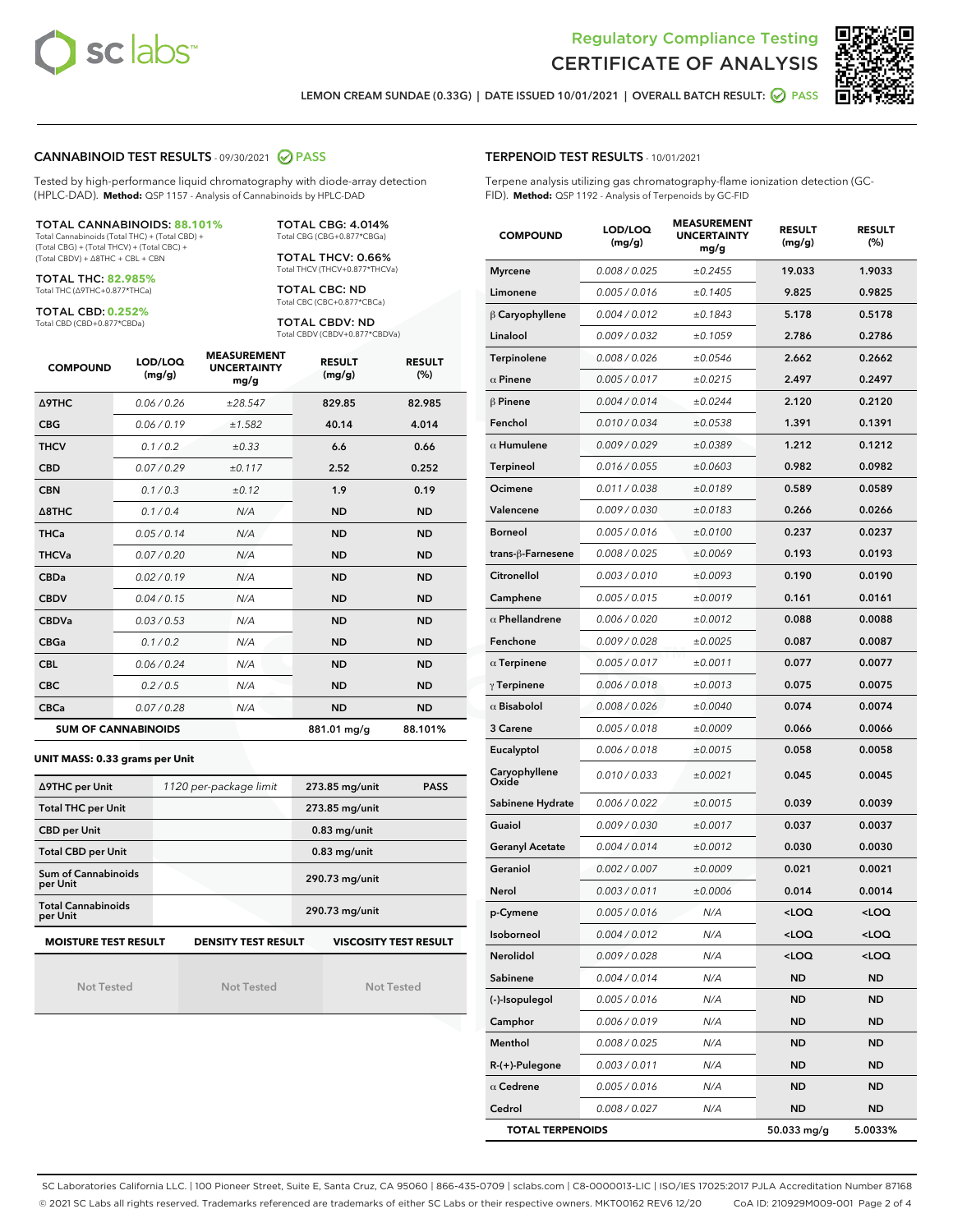Regulatory Compliance Testing

# CERTIFICATE OF ANALYSIS

LEMON CREAM SUNDAE (0.33G) | DATE ISSUED 10/01/2021 | OVERALL BATCH RESULT: PASS

## CANNABINOID TEST RESULTS - 09/30/2021 PASS

Tested by high-performance liquid chromatography with diode-array detection (HPLC-DAD). **Method:** QSP 1157 - Analysis of Cannabinoids by HPLC-DAD

**TOTAL CANNABINOIDS: 88.101%**
Total Cannabinoids (Total THC) + (Total CBD) + (Total CBG) + (Total THCV) + (Total CBC) + (Total CBDV) + Δ8THC + CBL + CBN

**TOTAL THC: 82.985%**
Total THC (Δ9THC+0.877*THCa)

**TOTAL CBD: 0.252%**
Total CBD (CBD+0.877*CBDa)

**TOTAL CBG: 4.014%**
Total CBG (CBG+0.877*CBGa)

**TOTAL THCV: 0.66%**
Total THCV (THCV+0.877*THCVa)

**TOTAL CBC: ND**
Total CBC (CBC+0.877*CBCa)

**TOTAL CBDV: ND**
Total CBDV (CBDV+0.877*CBDVa)

| COMPOUND | LOD/LOQ (mg/g) | MEASUREMENT UNCERTAINTY mg/g | RESULT (mg/g) | RESULT (%) |
|---|---|---|---|---|
| Δ9THC | 0.06 / 0.26 | ±28.547 | 829.85 | 82.985 |
| CBG | 0.06 / 0.19 | ±1.582 | 40.14 | 4.014 |
| THCV | 0.1 / 0.2 | ±0.33 | 6.6 | 0.66 |
| CBD | 0.07 / 0.29 | ±0.117 | 2.52 | 0.252 |
| CBN | 0.1 / 0.3 | ±0.12 | 1.9 | 0.19 |
| Δ8THC | 0.1 / 0.4 | N/A | ND | ND |
| THCa | 0.05 / 0.14 | N/A | ND | ND |
| THCVa | 0.07 / 0.20 | N/A | ND | ND |
| CBDa | 0.02 / 0.19 | N/A | ND | ND |
| CBDV | 0.04 / 0.15 | N/A | ND | ND |
| CBDVa | 0.03 / 0.53 | N/A | ND | ND |
| CBGa | 0.1 / 0.2 | N/A | ND | ND |
| CBL | 0.06 / 0.24 | N/A | ND | ND |
| CBC | 0.2 / 0.5 | N/A | ND | ND |
| CBCa | 0.07 / 0.28 | N/A | ND | ND |
| **SUM OF CANNABINOIDS** | | | 881.01 mg/g | 88.101% |

**UNIT MASS: 0.33 grams per Unit**

| | | | |
|---|---|---|---|
| Δ9THC per Unit | 1120 per-package limit | 273.85 mg/unit | PASS |
| Total THC per Unit | | 273.85 mg/unit | |
| CBD per Unit | | 0.83 mg/unit | |
| Total CBD per Unit | | 0.83 mg/unit | |
| Sum of Cannabinoids per Unit | | 290.73 mg/unit | |
| Total Cannabinoids per Unit | | 290.73 mg/unit | |

| MOISTURE TEST RESULT | DENSITY TEST RESULT | VISCOSITY TEST RESULT |
|---|---|---|
| Not Tested | Not Tested | Not Tested |

## TERPENOID TEST RESULTS - 10/01/2021

Terpene analysis utilizing gas chromatography-flame ionization detection (GC-FID). **Method:** QSP 1192 - Analysis of Terpenoids by GC-FID

| COMPOUND | LOD/LOQ (mg/g) | MEASUREMENT UNCERTAINTY mg/g | RESULT (mg/g) | RESULT (%) |
|---|---|---|---|---|
| Myrcene | 0.008 / 0.025 | ±0.2455 | 19.033 | 1.9033 |
| Limonene | 0.005 / 0.016 | ±0.1405 | 9.825 | 0.9825 |
| β Caryophyllene | 0.004 / 0.012 | ±0.1843 | 5.178 | 0.5178 |
| Linalool | 0.009 / 0.032 | ±0.1059 | 2.786 | 0.2786 |
| Terpinolene | 0.008 / 0.026 | ±0.0546 | 2.662 | 0.2662 |
| α Pinene | 0.005 / 0.017 | ±0.0215 | 2.497 | 0.2497 |
| β Pinene | 0.004 / 0.014 | ±0.0244 | 2.120 | 0.2120 |
| Fenchol | 0.010 / 0.034 | ±0.0538 | 1.391 | 0.1391 |
| α Humulene | 0.009 / 0.029 | ±0.0389 | 1.212 | 0.1212 |
| Terpineol | 0.016 / 0.055 | ±0.0603 | 0.982 | 0.0982 |
| Ocimene | 0.011 / 0.038 | ±0.0189 | 0.589 | 0.0589 |
| Valencene | 0.009 / 0.030 | ±0.0183 | 0.266 | 0.0266 |
| Borneol | 0.005 / 0.016 | ±0.0100 | 0.237 | 0.0237 |
| trans-β-Farnesene | 0.008 / 0.025 | ±0.0069 | 0.193 | 0.0193 |
| Citronellol | 0.003 / 0.010 | ±0.0093 | 0.190 | 0.0190 |
| Camphene | 0.005 / 0.015 | ±0.0019 | 0.161 | 0.0161 |
| α Phellandrene | 0.006 / 0.020 | ±0.0012 | 0.088 | 0.0088 |
| Fenchone | 0.009 / 0.028 | ±0.0025 | 0.087 | 0.0087 |
| α Terpinene | 0.005 / 0.017 | ±0.0011 | 0.077 | 0.0077 |
| γ Terpinene | 0.006 / 0.018 | ±0.0013 | 0.075 | 0.0075 |
| α Bisabolol | 0.008 / 0.026 | ±0.0040 | 0.074 | 0.0074 |
| 3 Carene | 0.005 / 0.018 | ±0.0009 | 0.066 | 0.0066 |
| Eucalyptol | 0.006 / 0.018 | ±0.0015 | 0.058 | 0.0058 |
| Caryophyllene Oxide | 0.010 / 0.033 | ±0.0021 | 0.045 | 0.0045 |
| Sabinene Hydrate | 0.006 / 0.022 | ±0.0015 | 0.039 | 0.0039 |
| Guaiol | 0.009 / 0.030 | ±0.0017 | 0.037 | 0.0037 |
| Geranyl Acetate | 0.004 / 0.014 | ±0.0012 | 0.030 | 0.0030 |
| Geraniol | 0.002 / 0.007 | ±0.0009 | 0.021 | 0.0021 |
| Nerol | 0.003 / 0.011 | ±0.0006 | 0.014 | 0.0014 |
| p-Cymene | 0.005 / 0.016 | N/A | <LOQ | <LOQ |
| Isoborneol | 0.004 / 0.012 | N/A | <LOQ | <LOQ |
| Nerolidol | 0.009 / 0.028 | N/A | <LOQ | <LOQ |
| Sabinene | 0.004 / 0.014 | N/A | ND | ND |
| (-)-Isopulegol | 0.005 / 0.016 | N/A | ND | ND |
| Camphor | 0.006 / 0.019 | N/A | ND | ND |
| Menthol | 0.008 / 0.025 | N/A | ND | ND |
| R-(+)-Pulegone | 0.003 / 0.011 | N/A | ND | ND |
| α Cedrene | 0.005 / 0.016 | N/A | ND | ND |
| Cedrol | 0.008 / 0.027 | N/A | ND | ND |
| **TOTAL TERPENOIDS** | | | 50.033 mg/g | 5.0033% |

SC Laboratories California LLC. | 100 Pioneer Street, Suite E, Santa Cruz, CA 95060 | 866-435-0709 | sclabs.com | C8-0000013-LIC | ISO/IES 17025:2017 PJLA Accreditation Number 87168
© 2021 SC Labs all rights reserved. Trademarks referenced are trademarks of either SC Labs or their respective owners. MKT00162 REV6 12/20 CoA ID: 210929M009-001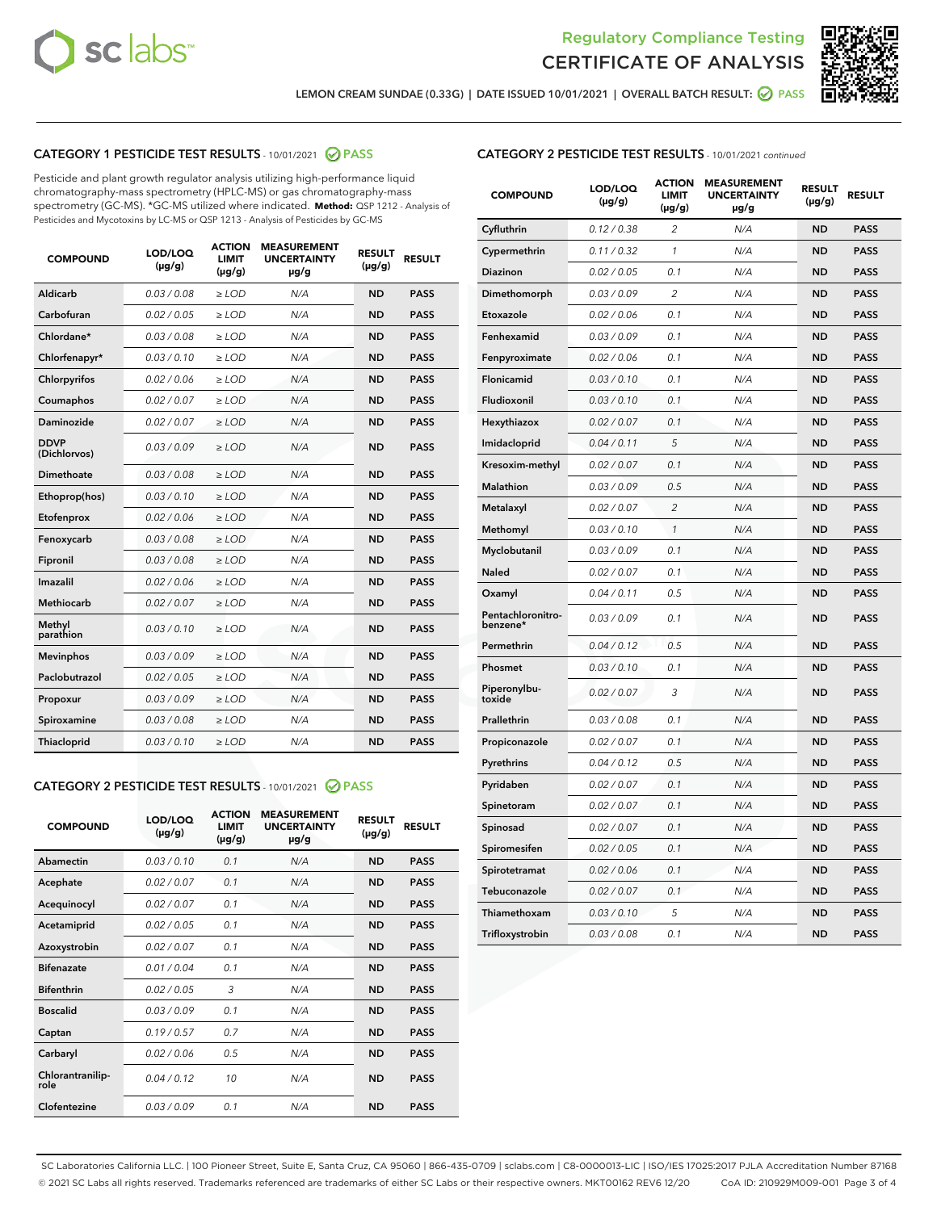Regulatory Compliance Testing
CERTIFICATE OF ANALYSIS

LEMON CREAM SUNDAE (0.33G) | DATE ISSUED 10/01/2021 | OVERALL BATCH RESULT: PASS

## CATEGORY 1 PESTICIDE TEST RESULTS - 10/01/2021 PASS

Pesticide and plant growth regulator analysis utilizing high-performance liquid chromatography-mass spectrometry (HPLC-MS) or gas chromatography-mass spectrometry (GC-MS). *GC-MS utilized where indicated. **Method:** QSP 1212 - Analysis of Pesticides and Mycotoxins by LC-MS or QSP 1213 - Analysis of Pesticides by GC-MS

| COMPOUND | LOD/LOQ (µg/g) | ACTION LIMIT (µg/g) | MEASUREMENT UNCERTAINTY µg/g | RESULT (µg/g) | RESULT |
|---|---|---|---|---|---|
| Aldicarb | 0.03 / 0.08 | ≥ LOD | N/A | ND | PASS |
| Carbofuran | 0.02 / 0.05 | ≥ LOD | N/A | ND | PASS |
| Chlordane* | 0.03 / 0.08 | ≥ LOD | N/A | ND | PASS |
| Chlorfenapyr* | 0.03 / 0.10 | ≥ LOD | N/A | ND | PASS |
| Chlorpyrifos | 0.02 / 0.06 | ≥ LOD | N/A | ND | PASS |
| Coumaphos | 0.02 / 0.07 | ≥ LOD | N/A | ND | PASS |
| Daminozide | 0.02 / 0.07 | ≥ LOD | N/A | ND | PASS |
| DDVP (Dichlorvos) | 0.03 / 0.09 | ≥ LOD | N/A | ND | PASS |
| Dimethoate | 0.03 / 0.08 | ≥ LOD | N/A | ND | PASS |
| Ethoprop(hos) | 0.03 / 0.10 | ≥ LOD | N/A | ND | PASS |
| Etofenprox | 0.02 / 0.06 | ≥ LOD | N/A | ND | PASS |
| Fenoxycarb | 0.03 / 0.08 | ≥ LOD | N/A | ND | PASS |
| Fipronil | 0.03 / 0.08 | ≥ LOD | N/A | ND | PASS |
| Imazalil | 0.02 / 0.06 | ≥ LOD | N/A | ND | PASS |
| Methiocarb | 0.02 / 0.07 | ≥ LOD | N/A | ND | PASS |
| Methyl parathion | 0.03 / 0.10 | ≥ LOD | N/A | ND | PASS |
| Mevinphos | 0.03 / 0.09 | ≥ LOD | N/A | ND | PASS |
| Paclobutrazol | 0.02 / 0.05 | ≥ LOD | N/A | ND | PASS |
| Propoxur | 0.03 / 0.09 | ≥ LOD | N/A | ND | PASS |
| Spiroxamine | 0.03 / 0.08 | ≥ LOD | N/A | ND | PASS |
| Thiacloprid | 0.03 / 0.10 | ≥ LOD | N/A | ND | PASS |

## CATEGORY 2 PESTICIDE TEST RESULTS - 10/01/2021 PASS

| COMPOUND | LOD/LOQ (µg/g) | ACTION LIMIT (µg/g) | MEASUREMENT UNCERTAINTY µg/g | RESULT (µg/g) | RESULT |
|---|---|---|---|---|---|
| Abamectin | 0.03 / 0.10 | 0.1 | N/A | ND | PASS |
| Acephate | 0.02 / 0.07 | 0.1 | N/A | ND | PASS |
| Acequinocyl | 0.02 / 0.07 | 0.1 | N/A | ND | PASS |
| Acetamiprid | 0.02 / 0.05 | 0.1 | N/A | ND | PASS |
| Azoxystrobin | 0.02 / 0.07 | 0.1 | N/A | ND | PASS |
| Bifenazate | 0.01 / 0.04 | 0.1 | N/A | ND | PASS |
| Bifenthrin | 0.02 / 0.05 | 3 | N/A | ND | PASS |
| Boscalid | 0.03 / 0.09 | 0.1 | N/A | ND | PASS |
| Captan | 0.19 / 0.57 | 0.7 | N/A | ND | PASS |
| Carbaryl | 0.02 / 0.06 | 0.5 | N/A | ND | PASS |
| Chlorantraniliprole | 0.04 / 0.12 | 10 | N/A | ND | PASS |
| Clofentezine | 0.03 / 0.09 | 0.1 | N/A | ND | PASS |
| Cyfluthrin | 0.12 / 0.38 | 2 | N/A | ND | PASS |
| Cypermethrin | 0.11 / 0.32 | 1 | N/A | ND | PASS |
| Diazinon | 0.02 / 0.05 | 0.1 | N/A | ND | PASS |
| Dimethomorph | 0.03 / 0.09 | 2 | N/A | ND | PASS |
| Etoxazole | 0.02 / 0.06 | 0.1 | N/A | ND | PASS |
| Fenhexamid | 0.03 / 0.09 | 0.1 | N/A | ND | PASS |
| Fenpyroximate | 0.02 / 0.06 | 0.1 | N/A | ND | PASS |
| Flonicamid | 0.03 / 0.10 | 0.1 | N/A | ND | PASS |
| Fludioxonil | 0.03 / 0.10 | 0.1 | N/A | ND | PASS |
| Hexythiazox | 0.02 / 0.07 | 0.1 | N/A | ND | PASS |
| Imidacloprid | 0.04 / 0.11 | 5 | N/A | ND | PASS |
| Kresoxim-methyl | 0.02 / 0.07 | 0.1 | N/A | ND | PASS |
| Malathion | 0.03 / 0.09 | 0.5 | N/A | ND | PASS |
| Metalaxyl | 0.02 / 0.07 | 2 | N/A | ND | PASS |
| Methomyl | 0.03 / 0.10 | 1 | N/A | ND | PASS |
| Myclobutanil | 0.03 / 0.09 | 0.1 | N/A | ND | PASS |
| Naled | 0.02 / 0.07 | 0.1 | N/A | ND | PASS |
| Oxamyl | 0.04 / 0.11 | 0.5 | N/A | ND | PASS |
| Pentachloronitrobenzene* | 0.03 / 0.09 | 0.1 | N/A | ND | PASS |
| Permethrin | 0.04 / 0.12 | 0.5 | N/A | ND | PASS |
| Phosmet | 0.03 / 0.10 | 0.1 | N/A | ND | PASS |
| Piperonylbutoxide | 0.02 / 0.07 | 3 | N/A | ND | PASS |
| Prallethrin | 0.03 / 0.08 | 0.1 | N/A | ND | PASS |
| Propiconazole | 0.02 / 0.07 | 0.1 | N/A | ND | PASS |
| Pyrethrins | 0.04 / 0.12 | 0.5 | N/A | ND | PASS |
| Pyridaben | 0.02 / 0.07 | 0.1 | N/A | ND | PASS |
| Spinetoram | 0.02 / 0.07 | 0.1 | N/A | ND | PASS |
| Spinosad | 0.02 / 0.07 | 0.1 | N/A | ND | PASS |
| Spiromesifen | 0.02 / 0.05 | 0.1 | N/A | ND | PASS |
| Spirotetramat | 0.02 / 0.06 | 0.1 | N/A | ND | PASS |
| Tebuconazole | 0.02 / 0.07 | 0.1 | N/A | ND | PASS |
| Thiamethoxam | 0.03 / 0.10 | 5 | N/A | ND | PASS |
| Trifloxystrobin | 0.03 / 0.08 | 0.1 | N/A | ND | PASS |

SC Laboratories California LLC. | 100 Pioneer Street, Suite E, Santa Cruz, CA 95060 | 866-435-0709 | sclabs.com | C8-0000013-LIC | ISO/IES 17025:2017 PJLA Accreditation Number 87168
© 2021 SC Labs all rights reserved. Trademarks referenced are trademarks of either SC Labs or their respective owners. MKT00162 REV6 12/20 CoA ID: 210929M009-001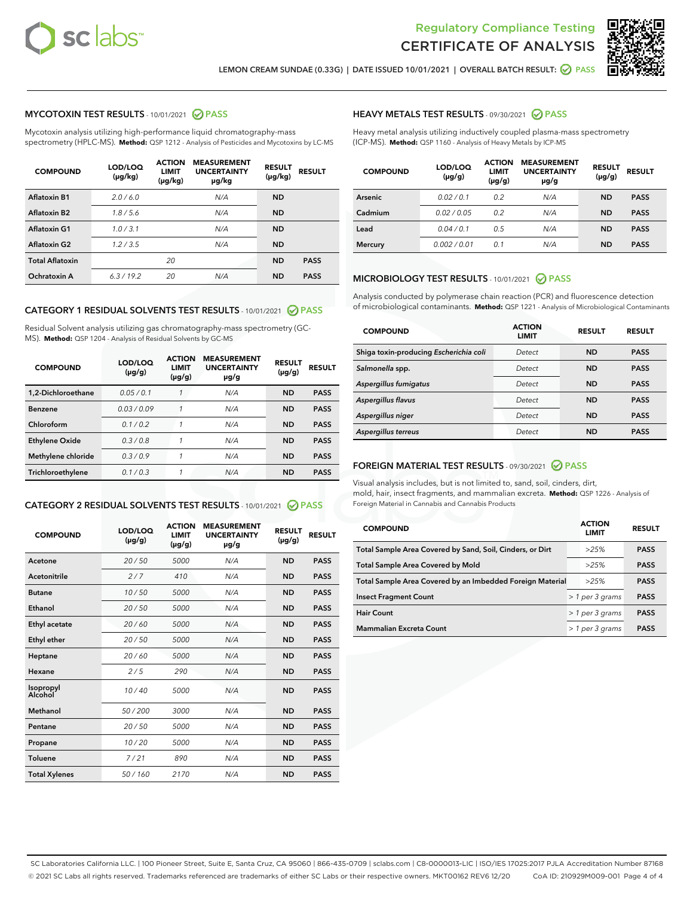Regulatory Compliance Testing
CERTIFICATE OF ANALYSIS

LEMON CREAM SUNDAE (0.33G) | DATE ISSUED 10/01/2021 | OVERALL BATCH RESULT: PASS

## MYCOTOXIN TEST RESULTS - 10/01/2021 PASS

Mycotoxin analysis utilizing high-performance liquid chromatography-mass spectrometry (HPLC-MS). **Method:** QSP 1212 - Analysis of Pesticides and Mycotoxins by LC-MS

| COMPOUND | LOD/LOQ (µg/kg) | ACTION LIMIT (µg/kg) | MEASUREMENT UNCERTAINTY µg/kg | RESULT (µg/kg) | RESULT |
|---|---|---|---|---|---|
| Aflatoxin B1 | 2.0 / 6.0 | | N/A | ND | |
| Aflatoxin B2 | 1.8 / 5.6 | | N/A | ND | |
| Aflatoxin G1 | 1.0 / 3.1 | | N/A | ND | |
| Aflatoxin G2 | 1.2 / 3.5 | | N/A | ND | |
| Total Aflatoxin | | 20 | | ND | PASS |
| Ochratoxin A | 6.3 / 19.2 | 20 | N/A | ND | PASS |

## CATEGORY 1 RESIDUAL SOLVENTS TEST RESULTS - 10/01/2021 PASS

Residual Solvent analysis utilizing gas chromatography-mass spectrometry (GC-MS). **Method:** QSP 1204 - Analysis of Residual Solvents by GC-MS

| COMPOUND | LOD/LOQ (µg/g) | ACTION LIMIT (µg/g) | MEASUREMENT UNCERTAINTY µg/g | RESULT (µg/g) | RESULT |
|---|---|---|---|---|---|
| 1,2-Dichloroethane | 0.05 / 0.1 | 1 | N/A | ND | PASS |
| Benzene | 0.03 / 0.09 | 1 | N/A | ND | PASS |
| Chloroform | 0.1 / 0.2 | 1 | N/A | ND | PASS |
| Ethylene Oxide | 0.3 / 0.8 | 1 | N/A | ND | PASS |
| Methylene chloride | 0.3 / 0.9 | 1 | N/A | ND | PASS |
| Trichloroethylene | 0.1 / 0.3 | 1 | N/A | ND | PASS |

## CATEGORY 2 RESIDUAL SOLVENTS TEST RESULTS - 10/01/2021 PASS

| COMPOUND | LOD/LOQ (µg/g) | ACTION LIMIT (µg/g) | MEASUREMENT UNCERTAINTY µg/g | RESULT (µg/g) | RESULT |
|---|---|---|---|---|---|
| Acetone | 20 / 50 | 5000 | N/A | ND | PASS |
| Acetonitrile | 2 / 7 | 410 | N/A | ND | PASS |
| Butane | 10 / 50 | 5000 | N/A | ND | PASS |
| Ethanol | 20 / 50 | 5000 | N/A | ND | PASS |
| Ethyl acetate | 20 / 60 | 5000 | N/A | ND | PASS |
| Ethyl ether | 20 / 50 | 5000 | N/A | ND | PASS |
| Heptane | 20 / 60 | 5000 | N/A | ND | PASS |
| Hexane | 2 / 5 | 290 | N/A | ND | PASS |
| Isopropyl Alcohol | 10 / 40 | 5000 | N/A | ND | PASS |
| Methanol | 50 / 200 | 3000 | N/A | ND | PASS |
| Pentane | 20 / 50 | 5000 | N/A | ND | PASS |
| Propane | 10 / 20 | 5000 | N/A | ND | PASS |
| Toluene | 7 / 21 | 890 | N/A | ND | PASS |
| Total Xylenes | 50 / 160 | 2170 | N/A | ND | PASS |

## HEAVY METALS TEST RESULTS - 09/30/2021 PASS

Heavy metal analysis utilizing inductively coupled plasma-mass spectrometry (ICP-MS). **Method:** QSP 1160 - Analysis of Heavy Metals by ICP-MS

| COMPOUND | LOD/LOQ (µg/g) | ACTION LIMIT (µg/g) | MEASUREMENT UNCERTAINTY µg/g | RESULT (µg/g) | RESULT |
|---|---|---|---|---|---|
| Arsenic | 0.02 / 0.1 | 0.2 | N/A | ND | PASS |
| Cadmium | 0.02 / 0.05 | 0.2 | N/A | ND | PASS |
| Lead | 0.04 / 0.1 | 0.5 | N/A | ND | PASS |
| Mercury | 0.002 / 0.01 | 0.1 | N/A | ND | PASS |

## MICROBIOLOGY TEST RESULTS - 10/01/2021 PASS

Analysis conducted by polymerase chain reaction (PCR) and fluorescence detection of microbiological contaminants. **Method:** QSP 1221 - Analysis of Microbiological Contaminants

| COMPOUND | ACTION LIMIT | RESULT | RESULT |
|---|---|---|---|
| Shiga toxin-producing *Escherichia coli* | Detect | ND | PASS |
| *Salmonella* spp. | Detect | ND | PASS |
| *Aspergillus fumigatus* | Detect | ND | PASS |
| *Aspergillus flavus* | Detect | ND | PASS |
| *Aspergillus niger* | Detect | ND | PASS |
| *Aspergillus terreus* | Detect | ND | PASS |

## FOREIGN MATERIAL TEST RESULTS - 09/30/2021 PASS

Visual analysis includes, but is not limited to, sand, soil, cinders, dirt, mold, hair, insect fragments, and mammalian excreta. **Method:** QSP 1226 - Analysis of Foreign Material in Cannabis and Cannabis Products

| COMPOUND | ACTION LIMIT | RESULT |
|---|---|---|
| Total Sample Area Covered by Sand, Soil, Cinders, or Dirt | >25% | PASS |
| Total Sample Area Covered by Mold | >25% | PASS |
| Total Sample Area Covered by an Imbedded Foreign Material | >25% | PASS |
| Insect Fragment Count | > 1 per 3 grams | PASS |
| Hair Count | > 1 per 3 grams | PASS |
| Mammalian Excreta Count | > 1 per 3 grams | PASS |

SC Laboratories California LLC. | 100 Pioneer Street, Suite E, Santa Cruz, CA 95060 | 866-435-0709 | sclabs.com | C8-0000013-LIC | ISO/IES 17025:2017 PJLA Accreditation Number 87168
© 2021 SC Labs all rights reserved. Trademarks referenced are trademarks of either SC Labs or their respective owners. MKT00162 REV6 12/20 CoA ID: 210929M009-001